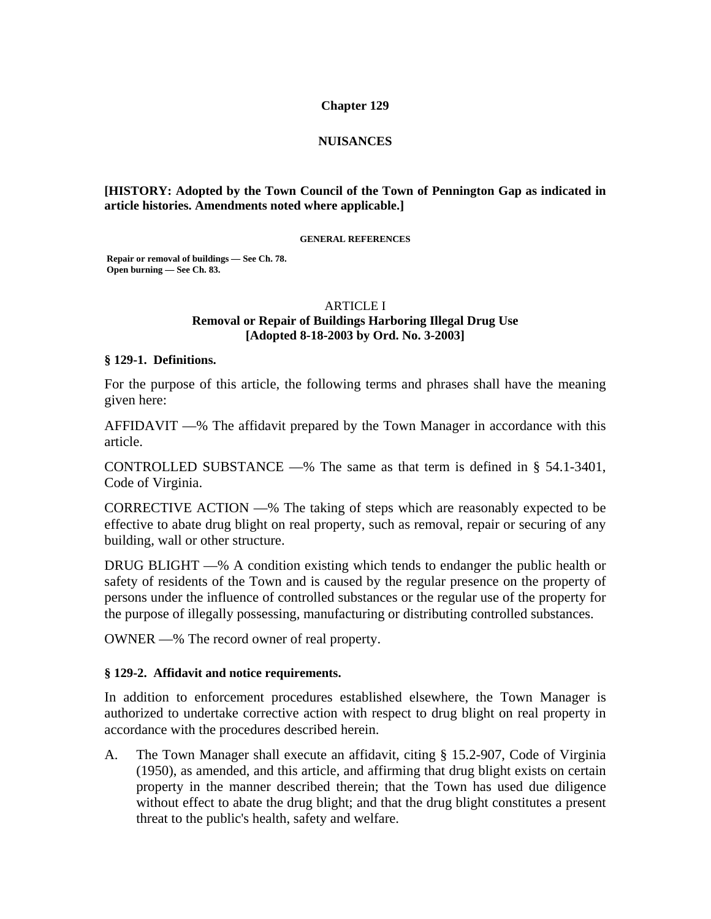# Chapter 129

# NUISANCES

**[HISTORY: Adopted by the Town Council of the Town of Pennington Gap as indicated in article histories. Amendments noted where applicable.]**

**GENERAL REFERENCES**

**Repair or removal of buildings — See Ch. 78.**
**Open burning — See Ch. 83.**

## ARTICLE I
## Removal or Repair of Buildings Harboring Illegal Drug Use
## [Adopted 8-18-2003 by Ord. No. 3-2003]

### § 129-1. Definitions.

For the purpose of this article, the following terms and phrases shall have the meaning given here:

AFFIDAVIT —% The affidavit prepared by the Town Manager in accordance with this article.

CONTROLLED SUBSTANCE —% The same as that term is defined in § 54.1-3401, Code of Virginia.

CORRECTIVE ACTION —% The taking of steps which are reasonably expected to be effective to abate drug blight on real property, such as removal, repair or securing of any building, wall or other structure.

DRUG BLIGHT —% A condition existing which tends to endanger the public health or safety of residents of the Town and is caused by the regular presence on the property of persons under the influence of controlled substances or the regular use of the property for the purpose of illegally possessing, manufacturing or distributing controlled substances.

OWNER —% The record owner of real property.

### § 129-2. Affidavit and notice requirements.

In addition to enforcement procedures established elsewhere, the Town Manager is authorized to undertake corrective action with respect to drug blight on real property in accordance with the procedures described herein.

A. The Town Manager shall execute an affidavit, citing § 15.2-907, Code of Virginia (1950), as amended, and this article, and affirming that drug blight exists on certain property in the manner described therein; that the Town has used due diligence without effect to abate the drug blight; and that the drug blight constitutes a present threat to the public's health, safety and welfare.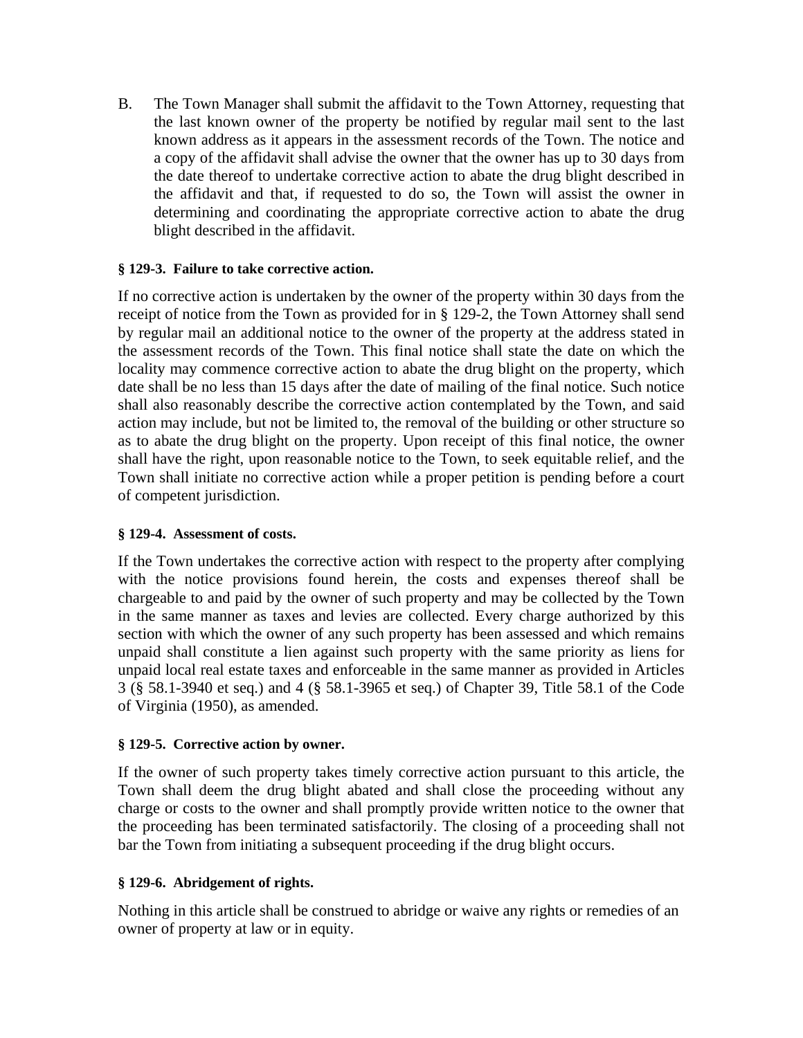B. The Town Manager shall submit the affidavit to the Town Attorney, requesting that the last known owner of the property be notified by regular mail sent to the last known address as it appears in the assessment records of the Town. The notice and a copy of the affidavit shall advise the owner that the owner has up to 30 days from the date thereof to undertake corrective action to abate the drug blight described in the affidavit and that, if requested to do so, the Town will assist the owner in determining and coordinating the appropriate corrective action to abate the drug blight described in the affidavit.

**§ 129-3. Failure to take corrective action.**

If no corrective action is undertaken by the owner of the property within 30 days from the receipt of notice from the Town as provided for in § 129-2, the Town Attorney shall send by regular mail an additional notice to the owner of the property at the address stated in the assessment records of the Town. This final notice shall state the date on which the locality may commence corrective action to abate the drug blight on the property, which date shall be no less than 15 days after the date of mailing of the final notice. Such notice shall also reasonably describe the corrective action contemplated by the Town, and said action may include, but not be limited to, the removal of the building or other structure so as to abate the drug blight on the property. Upon receipt of this final notice, the owner shall have the right, upon reasonable notice to the Town, to seek equitable relief, and the Town shall initiate no corrective action while a proper petition is pending before a court of competent jurisdiction.

**§ 129-4. Assessment of costs.**

If the Town undertakes the corrective action with respect to the property after complying with the notice provisions found herein, the costs and expenses thereof shall be chargeable to and paid by the owner of such property and may be collected by the Town in the same manner as taxes and levies are collected. Every charge authorized by this section with which the owner of any such property has been assessed and which remains unpaid shall constitute a lien against such property with the same priority as liens for unpaid local real estate taxes and enforceable in the same manner as provided in Articles 3 (§ 58.1-3940 et seq.) and 4 (§ 58.1-3965 et seq.) of Chapter 39, Title 58.1 of the Code of Virginia (1950), as amended.

**§ 129-5. Corrective action by owner.**

If the owner of such property takes timely corrective action pursuant to this article, the Town shall deem the drug blight abated and shall close the proceeding without any charge or costs to the owner and shall promptly provide written notice to the owner that the proceeding has been terminated satisfactorily. The closing of a proceeding shall not bar the Town from initiating a subsequent proceeding if the drug blight occurs.

**§ 129-6. Abridgement of rights.**

Nothing in this article shall be construed to abridge or waive any rights or remedies of an owner of property at law or in equity.